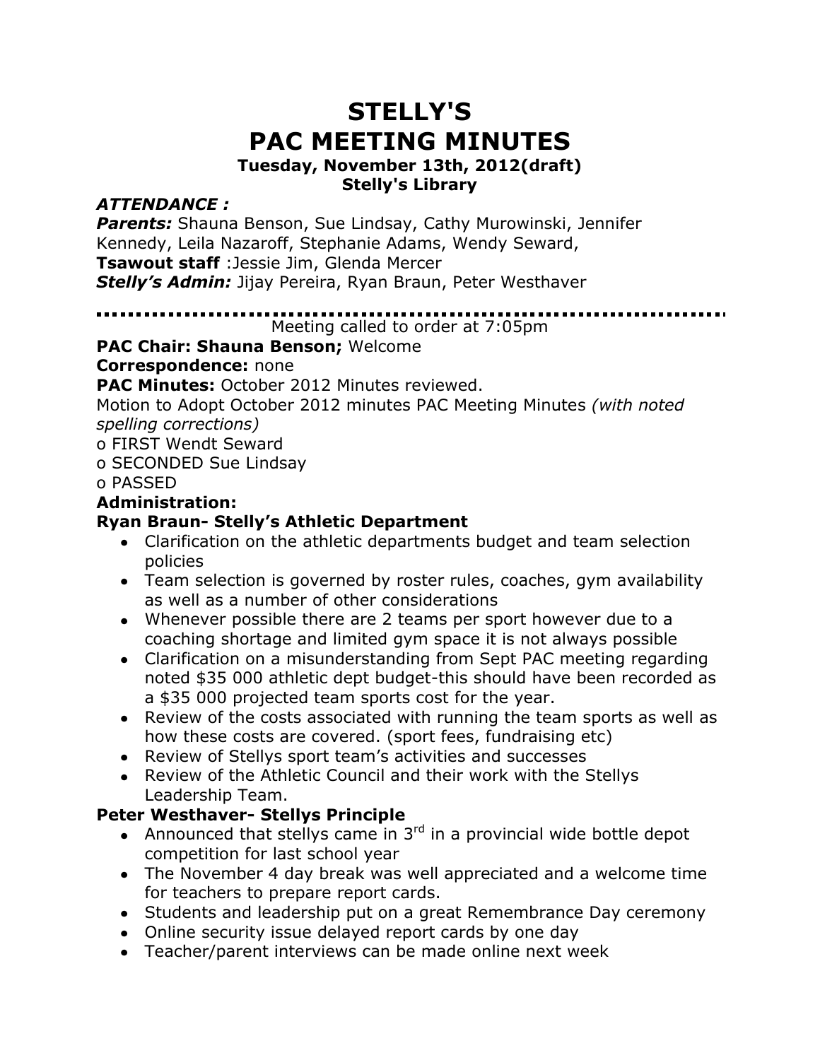# STELLY'S
# PAC MEETING MINUTES

**Tuesday, November 13th, 2012(draft)**
**Stelly's Library**

***ATTENDANCE :***

***Parents:*** Shauna Benson, Sue Lindsay, Cathy Murowinski, Jennifer Kennedy, Leila Nazaroff, Stephanie Adams, Wendy Seward,
**Tsawout staff** :Jessie Jim, Glenda Mercer
***Stelly's Admin:*** Jijay Pereira, Ryan Braun, Peter Westhaver

---

Meeting called to order at 7:05pm

**PAC Chair: Shauna Benson;** Welcome

**Correspondence:** none

**PAC Minutes:** October 2012 Minutes reviewed.

Motion to Adopt October 2012 minutes PAC Meeting Minutes *(with noted spelling corrections)*

- o FIRST Wendt Seward
- o SECONDED Sue Lindsay
- o PASSED

**Administration:**

**Ryan Braun- Stelly's Athletic Department**

- Clarification on the athletic departments budget and team selection policies
- Team selection is governed by roster rules, coaches, gym availability as well as a number of other considerations
- Whenever possible there are 2 teams per sport however due to a coaching shortage and limited gym space it is not always possible
- Clarification on a misunderstanding from Sept PAC meeting regarding noted $35 000 athletic dept budget-this should have been recorded as a $35 000 projected team sports cost for the year.
- Review of the costs associated with running the team sports as well as how these costs are covered. (sport fees, fundraising etc)
- Review of Stellys sport team's activities and successes
- Review of the Athletic Council and their work with the Stellys Leadership Team.

**Peter Westhaver- Stellys Principle**

- Announced that stellys came in 3rd in a provincial wide bottle depot competition for last school year
- The November 4 day break was well appreciated and a welcome time for teachers to prepare report cards.
- Students and leadership put on a great Remembrance Day ceremony
- Online security issue delayed report cards by one day
- Teacher/parent interviews can be made online next week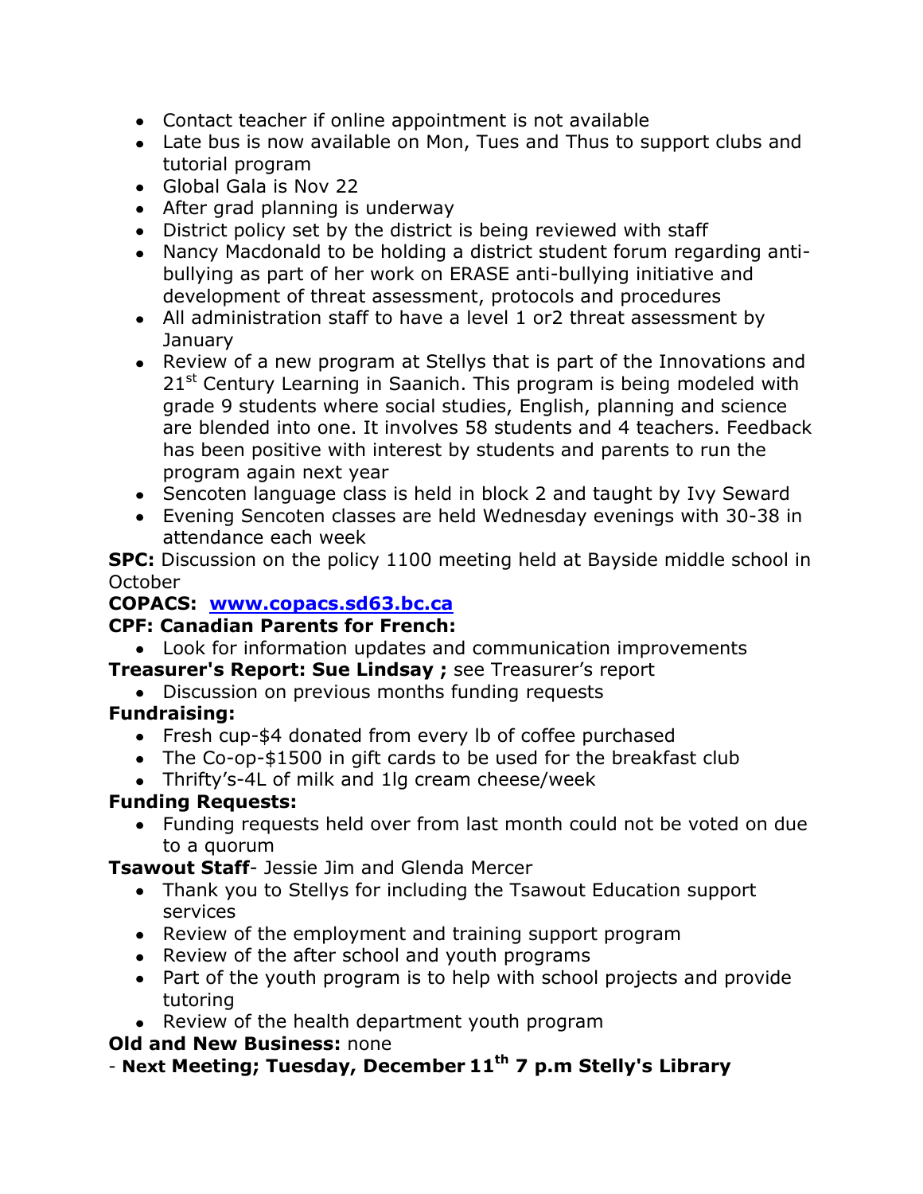- Contact teacher if online appointment is not available
- Late bus is now available on Mon, Tues and Thus to support clubs and tutorial program
- Global Gala is Nov 22
- After grad planning is underway
- District policy set by the district is being reviewed with staff
- Nancy Macdonald to be holding a district student forum regarding anti-bullying as part of her work on ERASE anti-bullying initiative and development of threat assessment, protocols and procedures
- All administration staff to have a level 1 or2 threat assessment by January
- Review of a new program at Stellys that is part of the Innovations and 21st Century Learning in Saanich. This program is being modeled with grade 9 students where social studies, English, planning and science are blended into one. It involves 58 students and 4 teachers. Feedback has been positive with interest by students and parents to run the program again next year
- Sencoten language class is held in block 2 and taught by Ivy Seward
- Evening Sencoten classes are held Wednesday evenings with 30-38 in attendance each week

**SPC:** Discussion on the policy 1100 meeting held at Bayside middle school in October

**COPACS: [www.copacs.sd63.bc.ca](www.copacs.sd63.bc.ca)**

**CPF: Canadian Parents for French:**

- Look for information updates and communication improvements

**Treasurer's Report: Sue Lindsay ;** see Treasurer's report

- Discussion on previous months funding requests

**Fundraising:**

- Fresh cup-$4 donated from every lb of coffee purchased
- The Co-op-$1500 in gift cards to be used for the breakfast club
- Thrifty's-4L of milk and 1lg cream cheese/week

**Funding Requests:**

- Funding requests held over from last month could not be voted on due to a quorum

**Tsawout Staff**- Jessie Jim and Glenda Mercer

- Thank you to Stellys for including the Tsawout Education support services
- Review of the employment and training support program
- Review of the after school and youth programs
- Part of the youth program is to help with school projects and provide tutoring
- Review of the health department youth program

**Old and New Business:** none

- **Next Meeting; Tuesday, December 11th 7 p.m Stelly's Library**